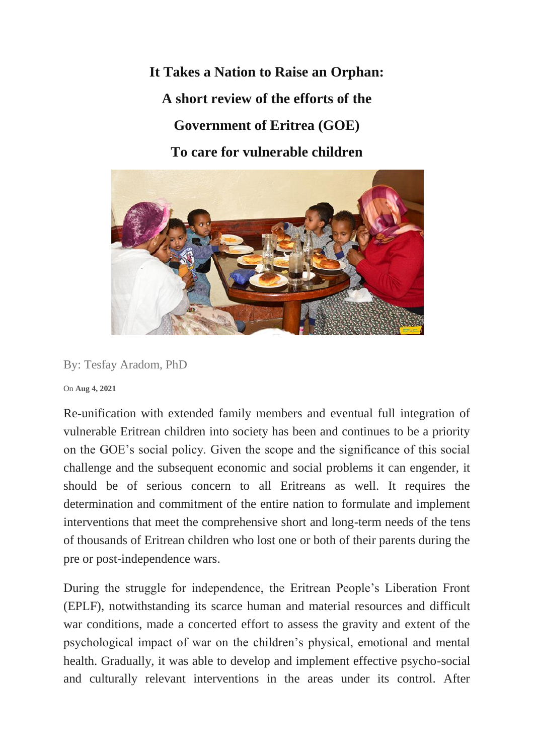# It Takes a Nation to Raise an Orphan:

# A short review of the efforts of the Government of Eritrea (GOE) To care for vulnerable children

By: Tesfay Aradom, PhD

On **Aug 4, 2021**

Re-unification with extended family members and eventual full integration of vulnerable Eritrean children into society has been and continues to be a priority on the GOE's social policy. Given the scope and the significance of this social challenge and the subsequent economic and social problems it can engender, it should be of serious concern to all Eritreans as well. It requires the determination and commitment of the entire nation to formulate and implement interventions that meet the comprehensive short and long-term needs of the tens of thousands of Eritrean children who lost one or both of their parents during the pre or post-independence wars.

During the struggle for independence, the Eritrean People's Liberation Front (EPLF), notwithstanding its scarce human and material resources and difficult war conditions, made a concerted effort to assess the gravity and extent of the psychological impact of war on the children's physical, emotional and mental health. Gradually, it was able to develop and implement effective psycho-social and culturally relevant interventions in the areas under its control. After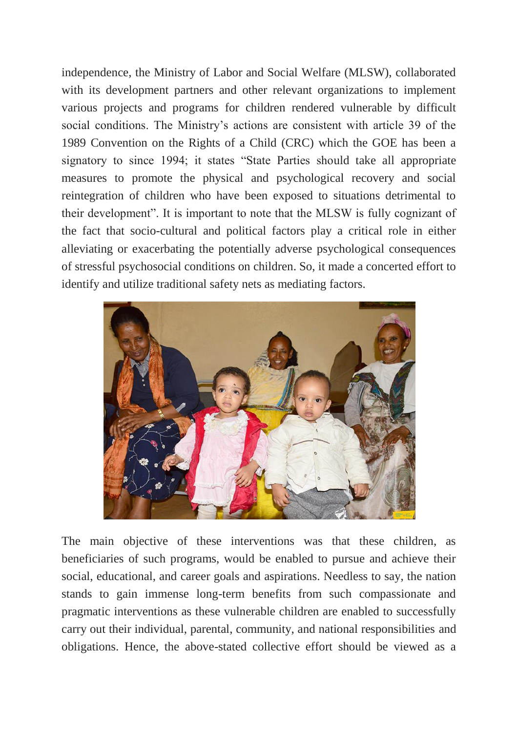independence, the Ministry of Labor and Social Welfare (MLSW), collaborated with its development partners and other relevant organizations to implement various projects and programs for children rendered vulnerable by difficult social conditions. The Ministry's actions are consistent with article 39 of the 1989 Convention on the Rights of a Child (CRC) which the GOE has been a signatory to since 1994; it states "State Parties should take all appropriate measures to promote the physical and psychological recovery and social reintegration of children who have been exposed to situations detrimental to their development". It is important to note that the MLSW is fully cognizant of the fact that socio-cultural and political factors play a critical role in either alleviating or exacerbating the potentially adverse psychological consequences of stressful psychosocial conditions on children. So, it made a concerted effort to identify and utilize traditional safety nets as mediating factors.

The main objective of these interventions was that these children, as beneficiaries of such programs, would be enabled to pursue and achieve their social, educational, and career goals and aspirations. Needless to say, the nation stands to gain immense long-term benefits from such compassionate and pragmatic interventions as these vulnerable children are enabled to successfully carry out their individual, parental, community, and national responsibilities and obligations. Hence, the above-stated collective effort should be viewed as a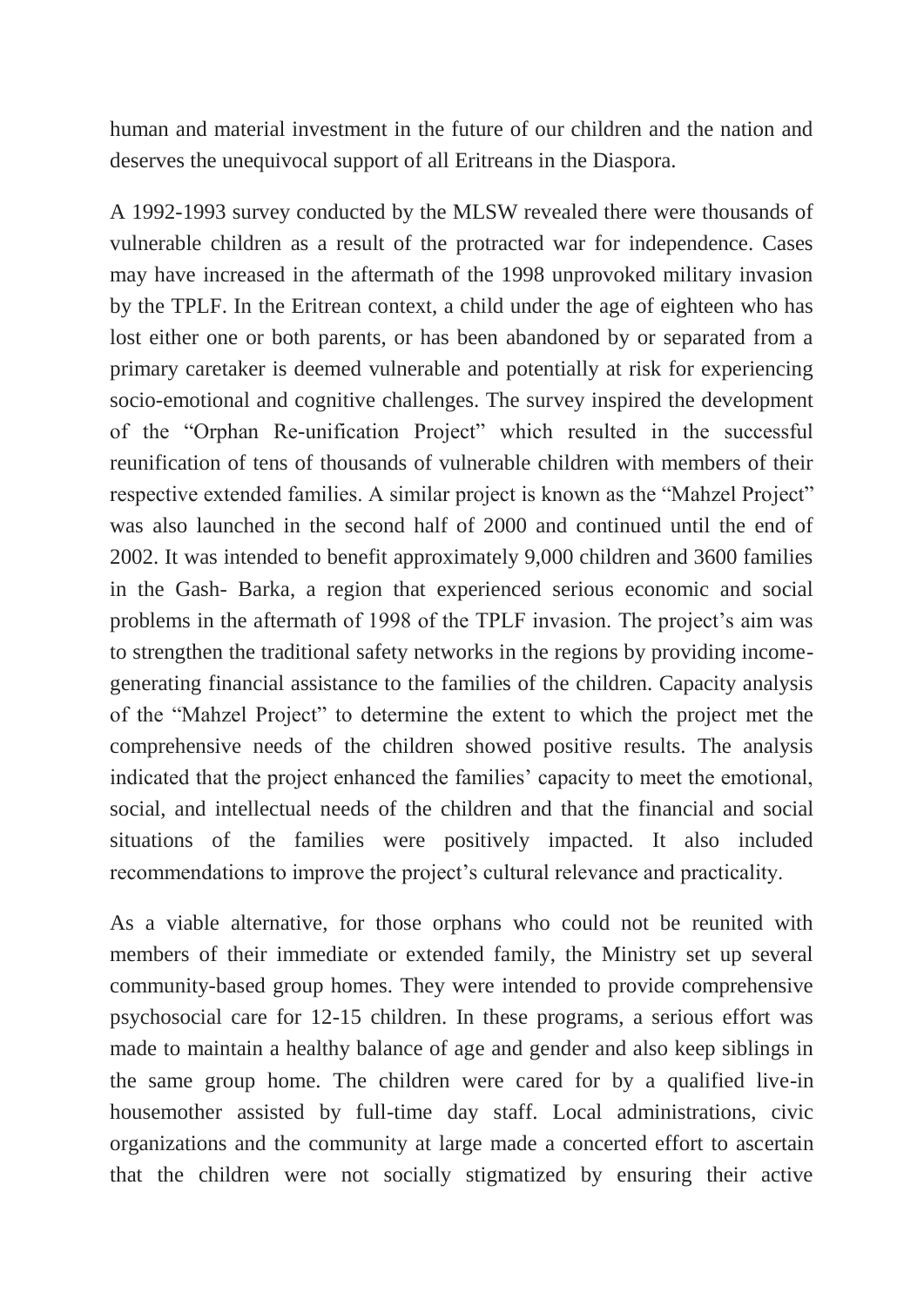human and material investment in the future of our children and the nation and deserves the unequivocal support of all Eritreans in the Diaspora.

A 1992-1993 survey conducted by the MLSW revealed there were thousands of vulnerable children as a result of the protracted war for independence. Cases may have increased in the aftermath of the 1998 unprovoked military invasion by the TPLF. In the Eritrean context, a child under the age of eighteen who has lost either one or both parents, or has been abandoned by or separated from a primary caretaker is deemed vulnerable and potentially at risk for experiencing socio-emotional and cognitive challenges. The survey inspired the development of the "Orphan Re-unification Project" which resulted in the successful reunification of tens of thousands of vulnerable children with members of their respective extended families. A similar project is known as the "Mahzel Project" was also launched in the second half of 2000 and continued until the end of 2002. It was intended to benefit approximately 9,000 children and 3600 families in the Gash- Barka, a region that experienced serious economic and social problems in the aftermath of 1998 of the TPLF invasion. The project's aim was to strengthen the traditional safety networks in the regions by providing income-generating financial assistance to the families of the children. Capacity analysis of the "Mahzel Project" to determine the extent to which the project met the comprehensive needs of the children showed positive results. The analysis indicated that the project enhanced the families' capacity to meet the emotional, social, and intellectual needs of the children and that the financial and social situations of the families were positively impacted. It also included recommendations to improve the project's cultural relevance and practicality.

As a viable alternative, for those orphans who could not be reunited with members of their immediate or extended family, the Ministry set up several community-based group homes. They were intended to provide comprehensive psychosocial care for 12-15 children. In these programs, a serious effort was made to maintain a healthy balance of age and gender and also keep siblings in the same group home. The children were cared for by a qualified live-in housemother assisted by full-time day staff. Local administrations, civic organizations and the community at large made a concerted effort to ascertain that the children were not socially stigmatized by ensuring their active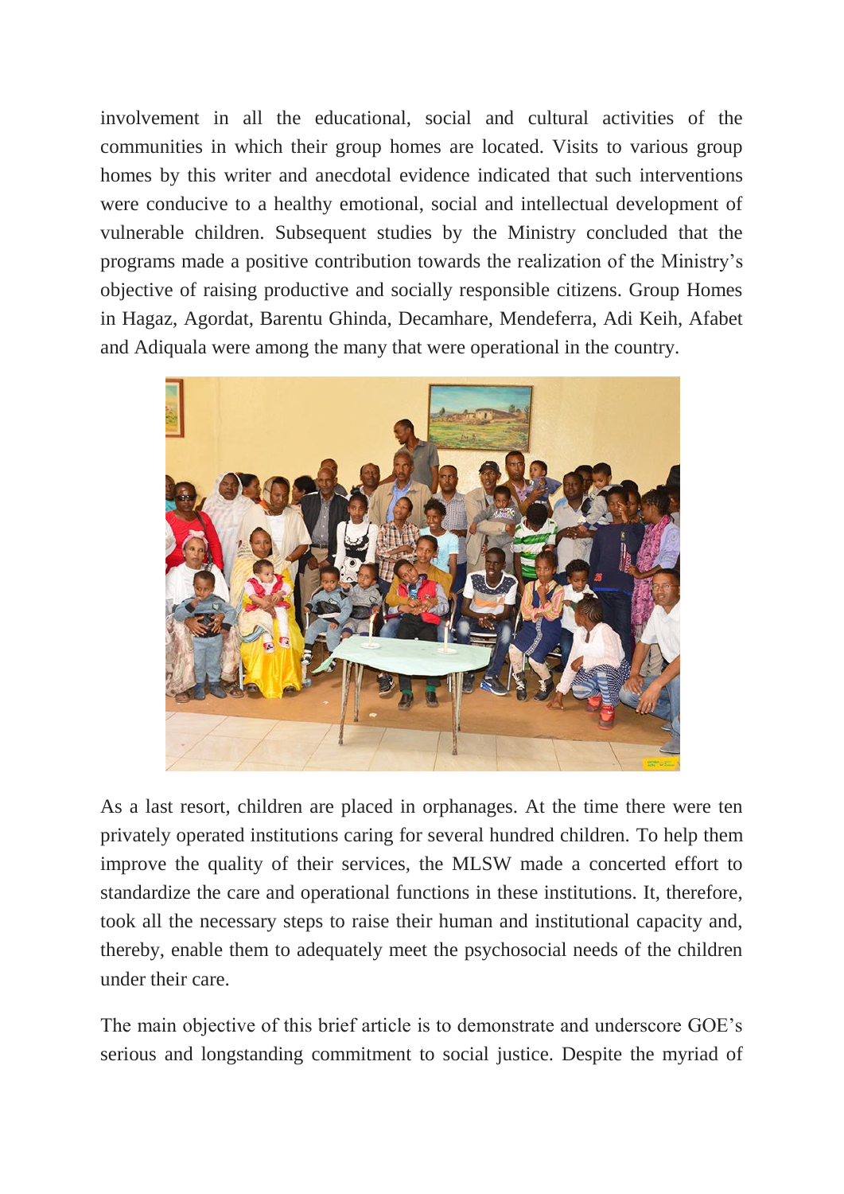involvement in all the educational, social and cultural activities of the communities in which their group homes are located. Visits to various group homes by this writer and anecdotal evidence indicated that such interventions were conducive to a healthy emotional, social and intellectual development of vulnerable children. Subsequent studies by the Ministry concluded that the programs made a positive contribution towards the realization of the Ministry's objective of raising productive and socially responsible citizens. Group Homes in Hagaz, Agordat, Barentu Ghinda, Decamhare, Mendeferra, Adi Keih, Afabet and Adiquala were among the many that were operational in the country.

As a last resort, children are placed in orphanages. At the time there were ten privately operated institutions caring for several hundred children. To help them improve the quality of their services, the MLSW made a concerted effort to standardize the care and operational functions in these institutions. It, therefore, took all the necessary steps to raise their human and institutional capacity and, thereby, enable them to adequately meet the psychosocial needs of the children under their care.

The main objective of this brief article is to demonstrate and underscore GOE's serious and longstanding commitment to social justice. Despite the myriad of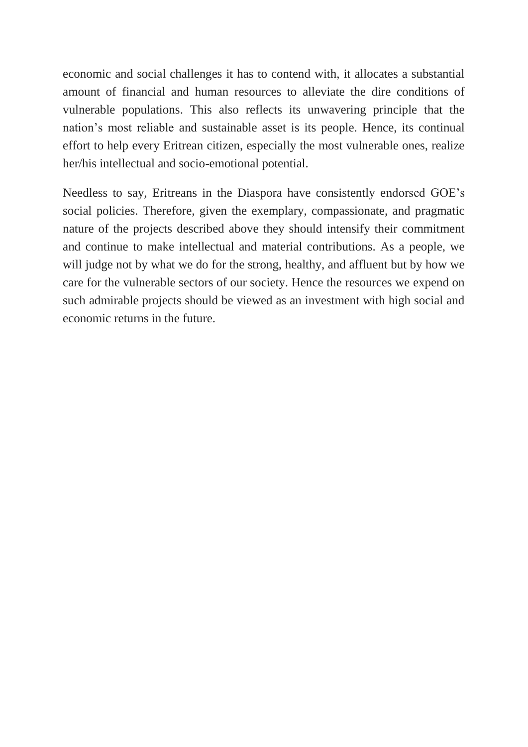economic and social challenges it has to contend with, it allocates a substantial amount of financial and human resources to alleviate the dire conditions of vulnerable populations. This also reflects its unwavering principle that the nation's most reliable and sustainable asset is its people. Hence, its continual effort to help every Eritrean citizen, especially the most vulnerable ones, realize her/his intellectual and socio-emotional potential.

Needless to say, Eritreans in the Diaspora have consistently endorsed GOE's social policies. Therefore, given the exemplary, compassionate, and pragmatic nature of the projects described above they should intensify their commitment and continue to make intellectual and material contributions. As a people, we will judge not by what we do for the strong, healthy, and affluent but by how we care for the vulnerable sectors of our society. Hence the resources we expend on such admirable projects should be viewed as an investment with high social and economic returns in the future.